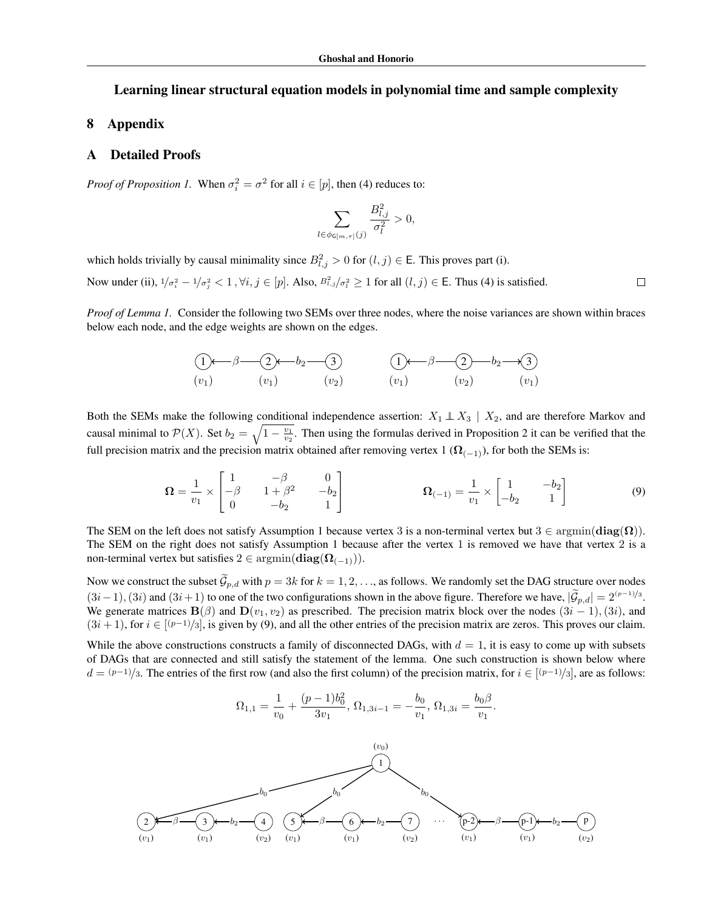# Learning linear structural equation models in polynomial time and sample complexity

## 8 Appendix

## A Detailed Proofs

*Proof of Proposition 1.* When $\sigma_i^2 = \sigma^2$ for all $i \in [p]$, then (4) reduces to:

$$\sum_{l \in \phi_{\mathsf{G}[m,\tau]}(j)} \frac{B_{l,j}^2}{\sigma_l^2} > 0,$$

which holds trivially by causal minimality since $B_{l,j}^2 > 0$ for $(l, j) \in \mathsf{E}$. This proves part (i).

Now under (ii), $1/\sigma_i^2 - 1/\sigma_j^2 < 1$, $\forall i, j \in [p]$. Also, $B_{l,j}^2/\sigma_l^2 \geq 1$ for all $(l, j) \in \mathsf{E}$. Thus (4) is satisfied. $\square$

*Proof of Lemma 1.* Consider the following two SEMs over three nodes, where the noise variances are shown within braces below each node, and the edge weights are shown on the edges.

Both the SEMs make the following conditional independence assertion: $X_1 \perp\!\!\!\perp X_3 \mid X_2$, and are therefore Markov and causal minimal to $\mathcal{P}(X)$. Set $b_2 = \sqrt{1 - \frac{v_1}{v_2}}$. Then using the formulas derived in Proposition 2 it can be verified that the full precision matrix and the precision matrix obtained after removing vertex 1 ($\mathbf{\Omega}_{(-1)}$), for both the SEMs is:

$$\mathbf{\Omega} = \frac{1}{v_1} \times \begin{bmatrix} 1 & -\beta & 0 \\ -\beta & 1+\beta^2 & -b_2 \\ 0 & -b_2 & 1 \end{bmatrix} \qquad \mathbf{\Omega}_{(-1)} = \frac{1}{v_1} \times \begin{bmatrix} 1 & -b_2 \\ -b_2 & 1 \end{bmatrix} \tag{9}$$

The SEM on the left does not satisfy Assumption 1 because vertex 3 is a non-terminal vertex but $3 \in \operatorname{argmin}(\mathbf{diag}(\mathbf{\Omega}))$. The SEM on the right does not satisfy Assumption 1 because after the vertex 1 is removed we have that vertex 2 is a non-terminal vertex but satisfies $2 \in \operatorname{argmin}(\mathbf{diag}(\mathbf{\Omega}_{(-1)}))$.

Now we construct the subset $\widetilde{\mathcal{G}}_{p,d}$ with $p = 3k$ for $k = 1, 2, \ldots$, as follows. We randomly set the DAG structure over nodes $(3i-1), (3i)$ and $(3i+1)$ to one of the two configurations shown in the above figure. Therefore we have, $|\widetilde{\mathcal{G}}_{p,d}| = 2^{(p-1)/3}$. We generate matrices $\mathbf{B}(\beta)$ and $\mathbf{D}(v_1, v_2)$ as prescribed. The precision matrix block over the nodes $(3i-1), (3i)$, and $(3i+1)$, for $i \in [(p-1)/3]$, is given by (9), and all the other entries of the precision matrix are zeros. This proves our claim.

While the above constructions constructs a family of disconnected DAGs, with $d = 1$, it is easy to come up with subsets of DAGs that are connected and still satisfy the statement of the lemma. One such construction is shown below where $d = (p-1)/3$. The entries of the first row (and also the first column) of the precision matrix, for $i \in [(p-1)/3]$, are as follows:

$$\Omega_{1,1} = \frac{1}{v_0} + \frac{(p-1)b_0^2}{3v_1}, \; \Omega_{1,3i-1} = -\frac{b_0}{v_1}, \; \Omega_{1,3i} = \frac{b_0 \beta}{v_1}.$$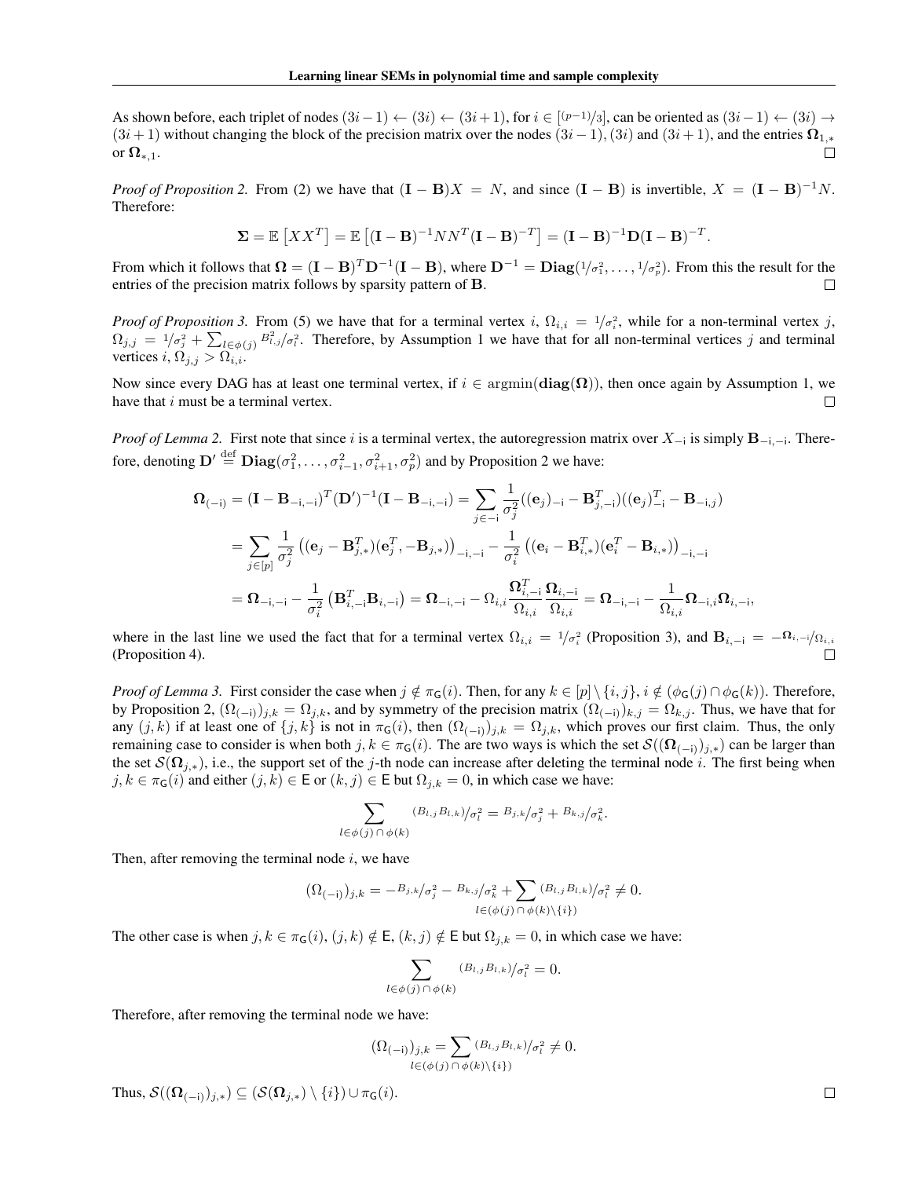As shown before, each triplet of nodes $(3i-1) \leftarrow (3i) \leftarrow (3i+1)$, for $i \in [(p-1)/3]$, can be oriented as $(3i-1) \leftarrow (3i) \rightarrow (3i+1)$ without changing the block of the precision matrix over the nodes $(3i-1)$, $(3i)$ and $(3i+1)$, and the entries $\mathbf{\Omega}_{1,*}$ or $\mathbf{\Omega}_{*,1}$. $\square$

*Proof of Proposition 2.* From (2) we have that $(\mathbf{I} - \mathbf{B})X = N$, and since $(\mathbf{I} - \mathbf{B})$ is invertible, $X = (\mathbf{I} - \mathbf{B})^{-1}N$. Therefore:

$$\mathbf{\Sigma} = \mathbb{E}\left[XX^T\right] = \mathbb{E}\left[(\mathbf{I} - \mathbf{B})^{-1}NN^T(\mathbf{I} - \mathbf{B})^{-T}\right] = (\mathbf{I} - \mathbf{B})^{-1}\mathbf{D}(\mathbf{I} - \mathbf{B})^{-T}.$$

From which it follows that $\mathbf{\Omega} = (\mathbf{I} - \mathbf{B})^T\mathbf{D}^{-1}(\mathbf{I} - \mathbf{B})$, where $\mathbf{D}^{-1} = \mathbf{Diag}(1/\sigma_1^2, \ldots, 1/\sigma_p^2)$. From this the result for the entries of the precision matrix follows by sparsity pattern of $\mathbf{B}$. $\square$

*Proof of Proposition 3.* From (5) we have that for a terminal vertex $i$, $\Omega_{i,i} = 1/\sigma_i^2$, while for a non-terminal vertex $j$, $\Omega_{j,j} = 1/\sigma_j^2 + \sum_{l \in \phi(j)} B_{l,j}^2/\sigma_l^2$. Therefore, by Assumption 1 we have that for all non-terminal vertices $j$ and terminal vertices $i$, $\Omega_{j,j} > \Omega_{i,i}$.

Now since every DAG has at least one terminal vertex, if $i \in \operatorname{argmin}(\mathbf{diag}(\mathbf{\Omega}))$, then once again by Assumption 1, we have that $i$ must be a terminal vertex. $\square$

*Proof of Lemma 2.* First note that since $i$ is a terminal vertex, the autoregression matrix over $X_{-\mathrm{i}}$ is simply $\mathbf{B}_{-\mathrm{i},-\mathrm{i}}$. Therefore, denoting $\mathbf{D}' \stackrel{\text{def}}{=} \mathbf{Diag}(\sigma_1^2, \ldots, \sigma_{i-1}^2, \sigma_{i+1}^2, \sigma_p^2)$ and by Proposition 2 we have:

$$\begin{aligned}
\mathbf{\Omega}_{(-\mathrm{i})} &= (\mathbf{I} - \mathbf{B}_{-\mathrm{i},-\mathrm{i}})^T(\mathbf{D}')^{-1}(\mathbf{I} - \mathbf{B}_{-\mathrm{i},-\mathrm{i}}) = \sum_{j \in -\mathrm{i}} \frac{1}{\sigma_j^2}((\mathbf{e}_j)_{-\mathrm{i}} - \mathbf{B}_{j,-\mathrm{i}}^T)((\mathbf{e}_j)_{-\mathrm{i}}^T - \mathbf{B}_{-\mathrm{i},j}) \\
&= \sum_{j \in [p]} \frac{1}{\sigma_j^2}\left((\mathbf{e}_j - \mathbf{B}_{j,*}^T)(\mathbf{e}_j^T, -\mathbf{B}_{j,*})\right)_{-\mathrm{i},-\mathrm{i}} - \frac{1}{\sigma_i^2}\left((\mathbf{e}_i - \mathbf{B}_{i,*}^T)(\mathbf{e}_i^T - \mathbf{B}_{i,*})\right)_{-\mathrm{i},-\mathrm{i}} \\
&= \mathbf{\Omega}_{-\mathrm{i},-\mathrm{i}} - \frac{1}{\sigma_i^2}\left(\mathbf{B}_{i,-\mathrm{i}}^T\mathbf{B}_{i,-\mathrm{i}}\right) = \mathbf{\Omega}_{-\mathrm{i},-\mathrm{i}} - \Omega_{i,i}\frac{\mathbf{\Omega}_{i,-\mathrm{i}}^T}{\Omega_{i,i}}\frac{\mathbf{\Omega}_{i,-\mathrm{i}}}{\Omega_{i,i}} = \mathbf{\Omega}_{-\mathrm{i},-\mathrm{i}} - \frac{1}{\Omega_{i,i}}\mathbf{\Omega}_{-\mathrm{i},i}\mathbf{\Omega}_{i,-\mathrm{i}},
\end{aligned}$$

where in the last line we used the fact that for a terminal vertex $\Omega_{i,i} = 1/\sigma_i^2$ (Proposition 3), and $\mathbf{B}_{i,-\mathrm{i}} = -\mathbf{\Omega}_{i,-\mathrm{i}}/\Omega_{i,i}$ (Proposition 4). $\square$

*Proof of Lemma 3.* First consider the case when $j \notin \pi_{\mathsf{G}}(i)$. Then, for any $k \in [p] \setminus \{i, j\}$, $i \notin (\phi_{\mathsf{G}}(j) \cap \phi_{\mathsf{G}}(k))$. Therefore, by Proposition 2, $(\Omega_{(-\mathrm{i})})_{j,k} = \Omega_{j,k}$, and by symmetry of the precision matrix $(\Omega_{(-\mathrm{i})})_{k,j} = \Omega_{k,j}$. Thus, we have that for any $(j,k)$ if at least one of $\{j,k\}$ is not in $\pi_{\mathsf{G}}(i)$, then $(\Omega_{(-\mathrm{i})})_{j,k} = \Omega_{j,k}$, which proves our first claim. Thus, the only remaining case to consider is when both $j,k \in \pi_{\mathsf{G}}(i)$. The are two ways is which the set $\mathcal{S}((\mathbf{\Omega}_{(-\mathrm{i})})_{j,*})$ can be larger than the set $\mathcal{S}(\mathbf{\Omega}_{j,*})$, i.e., the support set of the $j$-th node can increase after deleting the terminal node $i$. The first being when $j,k \in \pi_{\mathsf{G}}(i)$ and either $(j,k) \in \mathsf{E}$ or $(k,j) \in \mathsf{E}$ but $\Omega_{j,k} = 0$, in which case we have:

$$\sum_{l \in \phi(j) \cap \phi(k)} (B_{l,j}B_{l,k})/\sigma_l^2 = B_{j,k}/\sigma_j^2 + B_{k,j}/\sigma_k^2.$$

Then, after removing the terminal node $i$, we have

$$(\Omega_{(-\mathrm{i})})_{j,k} = -B_{j,k}/\sigma_j^2 - B_{k,j}/\sigma_k^2 + \sum_{l \in (\phi(j) \cap \phi(k) \setminus \{i\})} (B_{l,j}B_{l,k})/\sigma_l^2 \neq 0.$$

The other case is when $j,k \in \pi_{\mathsf{G}}(i)$, $(j,k) \notin \mathsf{E}$, $(k,j) \notin \mathsf{E}$ but $\Omega_{j,k} = 0$, in which case we have:

$$\sum_{l \in \phi(j) \cap \phi(k)} (B_{l,j}B_{l,k})/\sigma_l^2 = 0.$$

Therefore, after removing the terminal node we have:

$$(\Omega_{(-\mathrm{i})})_{j,k} = \sum_{l \in (\phi(j) \cap \phi(k) \setminus \{i\})} (B_{l,j}B_{l,k})/\sigma_l^2 \neq 0.$$

Thus, $\mathcal{S}((\mathbf{\Omega}_{(-\mathrm{i})})_{j,*}) \subseteq (\mathcal{S}(\mathbf{\Omega}_{j,*}) \setminus \{i\}) \cup \pi_{\mathsf{G}}(i)$. $\square$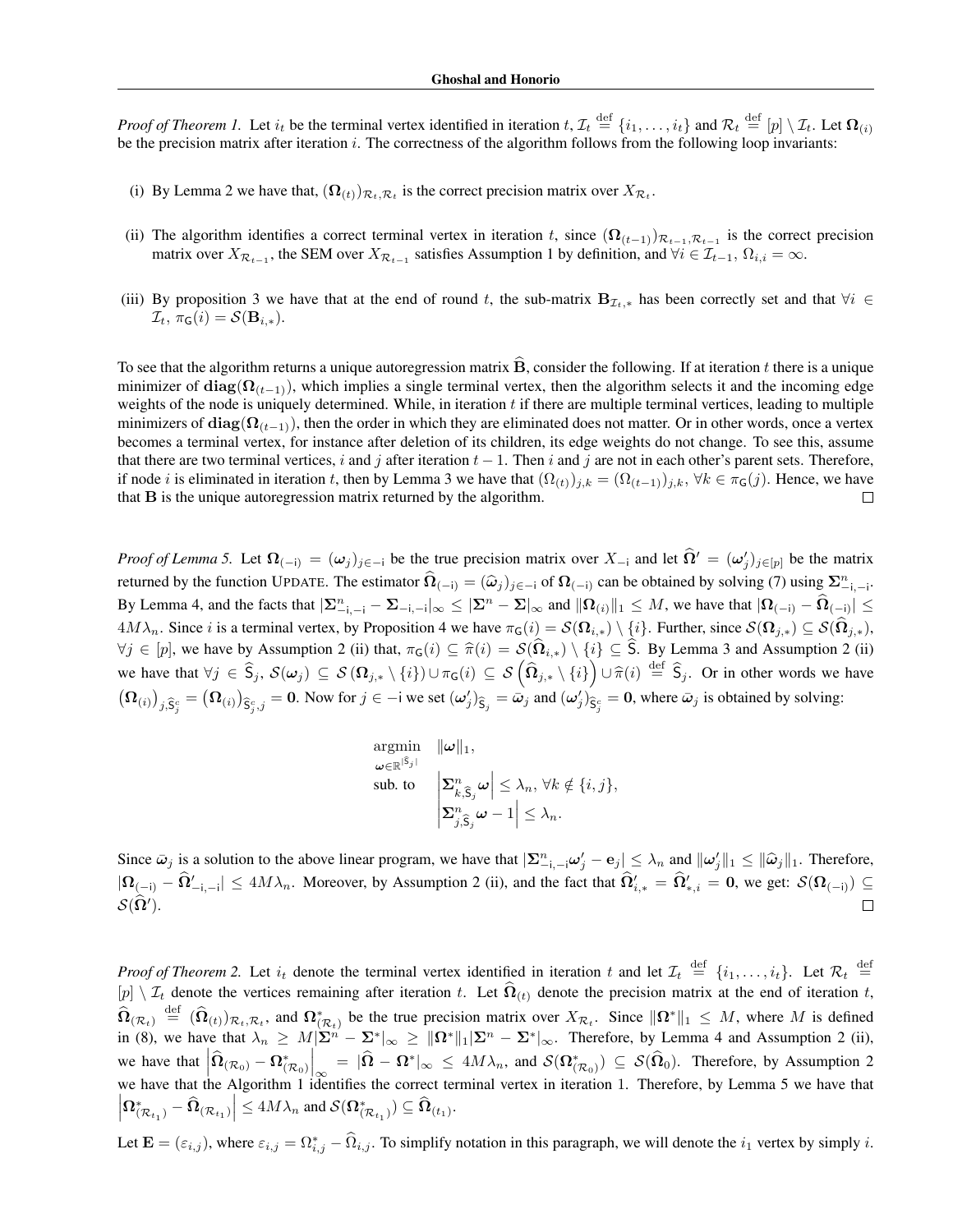*Proof of Theorem 1.* Let $i_t$ be the terminal vertex identified in iteration $t$, $\mathcal{I}_t \stackrel{\text{def}}{=} \{i_1, \ldots, i_t\}$ and $\mathcal{R}_t \stackrel{\text{def}}{=} [p] \setminus \mathcal{I}_t$. Let $\mathbf{\Omega}_{(i)}$ be the precision matrix after iteration $i$. The correctness of the algorithm follows from the following loop invariants:

(i) By Lemma 2 we have that, $(\mathbf{\Omega}_{(t)})_{\mathcal{R}_t, \mathcal{R}_t}$ is the correct precision matrix over $X_{\mathcal{R}_t}$.

(ii) The algorithm identifies a correct terminal vertex in iteration $t$, since $(\mathbf{\Omega}_{(t-1)})_{\mathcal{R}_{t-1}, \mathcal{R}_{t-1}}$ is the correct precision matrix over $X_{\mathcal{R}_{t-1}}$, the SEM over $X_{\mathcal{R}_{t-1}}$ satisfies Assumption 1 by definition, and $\forall i \in \mathcal{I}_{t-1}$, $\Omega_{i,i} = \infty$.

(iii) By proposition 3 we have that at the end of round $t$, the sub-matrix $\mathbf{B}_{\mathcal{I}_t, *}$ has been correctly set and that $\forall i \in \mathcal{I}_t$, $\pi_{\mathsf{G}}(i) = \mathcal{S}(\mathbf{B}_{i,*})$.

To see that the algorithm returns a unique autoregression matrix $\widehat{\mathbf{B}}$, consider the following. If at iteration $t$ there is a unique minimizer of $\mathbf{diag}(\mathbf{\Omega}_{(t-1)})$, which implies a single terminal vertex, then the algorithm selects it and the incoming edge weights of the node is uniquely determined. While, in iteration $t$ if there are multiple terminal vertices, leading to multiple minimizers of $\mathbf{diag}(\mathbf{\Omega}_{(t-1)})$, then the order in which they are eliminated does not matter. Or in other words, once a vertex becomes a terminal vertex, for instance after deletion of its children, its edge weights do not change. To see this, assume that there are two terminal vertices, $i$ and $j$ after iteration $t-1$. Then $i$ and $j$ are not in each other's parent sets. Therefore, if node $i$ is eliminated in iteration $t$, then by Lemma 3 we have that $(\Omega_{(t)})_{j,k} = (\Omega_{(t-1)})_{j,k}$, $\forall k \in \pi_{\mathsf{G}}(j)$. Hence, we have that $\mathbf{B}$ is the unique autoregression matrix returned by the algorithm. $\square$

*Proof of Lemma 5.* Let $\mathbf{\Omega}_{(-\mathrm{i})} = (\boldsymbol{\omega}_j)_{j \in -\mathrm{i}}$ be the true precision matrix over $X_{-\mathrm{i}}$ and let $\widehat{\mathbf{\Omega}}' = (\boldsymbol{\omega}'_j)_{j \in [p]}$ be the matrix returned by the function UPDATE. The estimator $\widehat{\mathbf{\Omega}}_{(-\mathrm{i})} = (\widehat{\boldsymbol{\omega}}_j)_{j \in -\mathrm{i}}$ of $\mathbf{\Omega}_{(-\mathrm{i})}$ can be obtained by solving (7) using $\mathbf{\Sigma}^n_{-\mathrm{i},-\mathrm{i}}$. By Lemma 4, and the facts that $|\mathbf{\Sigma}^n_{-\mathrm{i},-\mathrm{i}} - \mathbf{\Sigma}_{-\mathrm{i},-\mathrm{i}}|_\infty \leq |\mathbf{\Sigma}^n - \mathbf{\Sigma}|_\infty$ and $\|\mathbf{\Omega}_{(i)}\|_1 \leq M$, we have that $|\mathbf{\Omega}_{(-\mathrm{i})} - \widehat{\mathbf{\Omega}}_{(-\mathrm{i})}| \leq 4M\lambda_n$. Since $i$ is a terminal vertex, by Proposition 4 we have $\pi_{\mathsf{G}}(i) = \mathcal{S}(\mathbf{\Omega}_{i,*}) \setminus \{i\}$. Further, since $\mathcal{S}(\mathbf{\Omega}_{j,*}) \subseteq \mathcal{S}(\widehat{\mathbf{\Omega}}_{j,*})$, $\forall j \in [p]$, we have by Assumption 2 (ii) that, $\pi_{\mathsf{G}}(i) \subseteq \widehat{\pi}(i) = \mathcal{S}(\widehat{\mathbf{\Omega}}_{i,*}) \setminus \{i\} \subseteq \widehat{\mathsf{S}}$. By Lemma 3 and Assumption 2 (ii) we have that $\forall j \in \widehat{\mathsf{S}}_j$, $\mathcal{S}(\boldsymbol{\omega}_j) \subseteq \mathcal{S}(\mathbf{\Omega}_{j,*} \setminus \{i\}) \cup \pi_{\mathsf{G}}(i) \subseteq \mathcal{S}\left(\widehat{\mathbf{\Omega}}_{j,*} \setminus \{i\}\right) \cup \widehat{\pi}(i) \stackrel{\text{def}}{=} \widehat{\mathsf{S}}_j$. Or in other words we have $\left(\mathbf{\Omega}_{(i)}\right)_{j,\widehat{\mathsf{S}}^c_j} = \left(\mathbf{\Omega}_{(i)}\right)_{\widehat{\mathsf{S}}^c_j,j} = \mathbf{0}$. Now for $j \in -\mathrm{i}$ we set $(\boldsymbol{\omega}'_j)_{\widehat{\mathsf{S}}_j} = \bar{\boldsymbol{\omega}}_j$ and $(\boldsymbol{\omega}'_j)_{\widehat{\mathsf{S}}^c_j} = \mathbf{0}$, where $\bar{\boldsymbol{\omega}}_j$ is obtained by solving:

$$
\begin{aligned}
\operatorname*{argmin}_{\boldsymbol{\omega} \in \mathbb{R}^{|\widehat{\mathsf{S}}_j|}} \quad & \|\boldsymbol{\omega}\|_1, \\
\text{sub. to} \quad & \left|\mathbf{\Sigma}^n_{k,\widehat{\mathsf{S}}_j} \boldsymbol{\omega}\right| \leq \lambda_n, \ \forall k \notin \{i, j\}, \\
& \left|\mathbf{\Sigma}^n_{j,\widehat{\mathsf{S}}_j} \boldsymbol{\omega} - 1\right| \leq \lambda_n.
\end{aligned}
$$

Since $\bar{\boldsymbol{\omega}}_j$ is a solution to the above linear program, we have that $|\mathbf{\Sigma}^n_{-\mathrm{i},-\mathrm{i}} \boldsymbol{\omega}'_j - \mathbf{e}_j| \leq \lambda_n$ and $\|\boldsymbol{\omega}'_j\|_1 \leq \|\widehat{\boldsymbol{\omega}}_j\|_1$. Therefore, $|\mathbf{\Omega}_{(-\mathrm{i})} - \widehat{\mathbf{\Omega}}'_{-\mathrm{i},-\mathrm{i}}| \leq 4M\lambda_n$. Moreover, by Assumption 2 (ii), and the fact that $\widehat{\mathbf{\Omega}}'_{i,*} = \widehat{\mathbf{\Omega}}'_{*,i} = \mathbf{0}$, we get: $\mathcal{S}(\mathbf{\Omega}_{(-\mathrm{i})}) \subseteq \mathcal{S}(\widehat{\mathbf{\Omega}}')$. $\square$

*Proof of Theorem 2.* Let $i_t$ denote the terminal vertex identified in iteration $t$ and let $\mathcal{I}_t \stackrel{\text{def}}{=} \{i_1, \ldots, i_t\}$. Let $\mathcal{R}_t \stackrel{\text{def}}{=} [p] \setminus \mathcal{I}_t$ denote the vertices remaining after iteration $t$. Let $\widehat{\mathbf{\Omega}}_{(t)}$ denote the precision matrix at the end of iteration $t$, $\widehat{\mathbf{\Omega}}_{(\mathcal{R}_t)} \stackrel{\text{def}}{=} (\widehat{\mathbf{\Omega}}_{(t)})_{\mathcal{R}_t, \mathcal{R}_t}$, and $\mathbf{\Omega}^*_{(\mathcal{R}_t)}$ be the true precision matrix over $X_{\mathcal{R}_t}$. Since $\|\mathbf{\Omega}^*\|_1 \leq M$, where $M$ is defined in (8), we have that $\lambda_n \geq M|\mathbf{\Sigma}^n - \mathbf{\Sigma}^*|_\infty \geq \|\mathbf{\Omega}^*\|_1 |\mathbf{\Sigma}^n - \mathbf{\Sigma}^*|_\infty$. Therefore, by Lemma 4 and Assumption 2 (ii), we have that $\left|\widehat{\mathbf{\Omega}}_{(\mathcal{R}_0)} - \mathbf{\Omega}^*_{(\mathcal{R}_0)}\right|_\infty = |\widehat{\mathbf{\Omega}} - \mathbf{\Omega}^*|_\infty \leq 4M\lambda_n$, and $\mathcal{S}(\mathbf{\Omega}^*_{(\mathcal{R}_0)}) \subseteq \mathcal{S}(\widehat{\mathbf{\Omega}}_0)$. Therefore, by Assumption 2 we have that the Algorithm 1 identifies the correct terminal vertex in iteration 1. Therefore, by Lemma 5 we have that $\left|\mathbf{\Omega}^*_{(\mathcal{R}_{t_1})} - \widehat{\mathbf{\Omega}}_{(\mathcal{R}_{t_1})}\right| \leq 4M\lambda_n$ and $\mathcal{S}(\mathbf{\Omega}^*_{(\mathcal{R}_{t_1})}) \subseteq \widehat{\mathbf{\Omega}}_{(t_1)}$.

Let $\mathbf{E} = (\varepsilon_{i,j})$, where $\varepsilon_{i,j} = \Omega^*_{i,j} - \widehat{\Omega}_{i,j}$. To simplify notation in this paragraph, we will denote the $i_1$ vertex by simply $i$.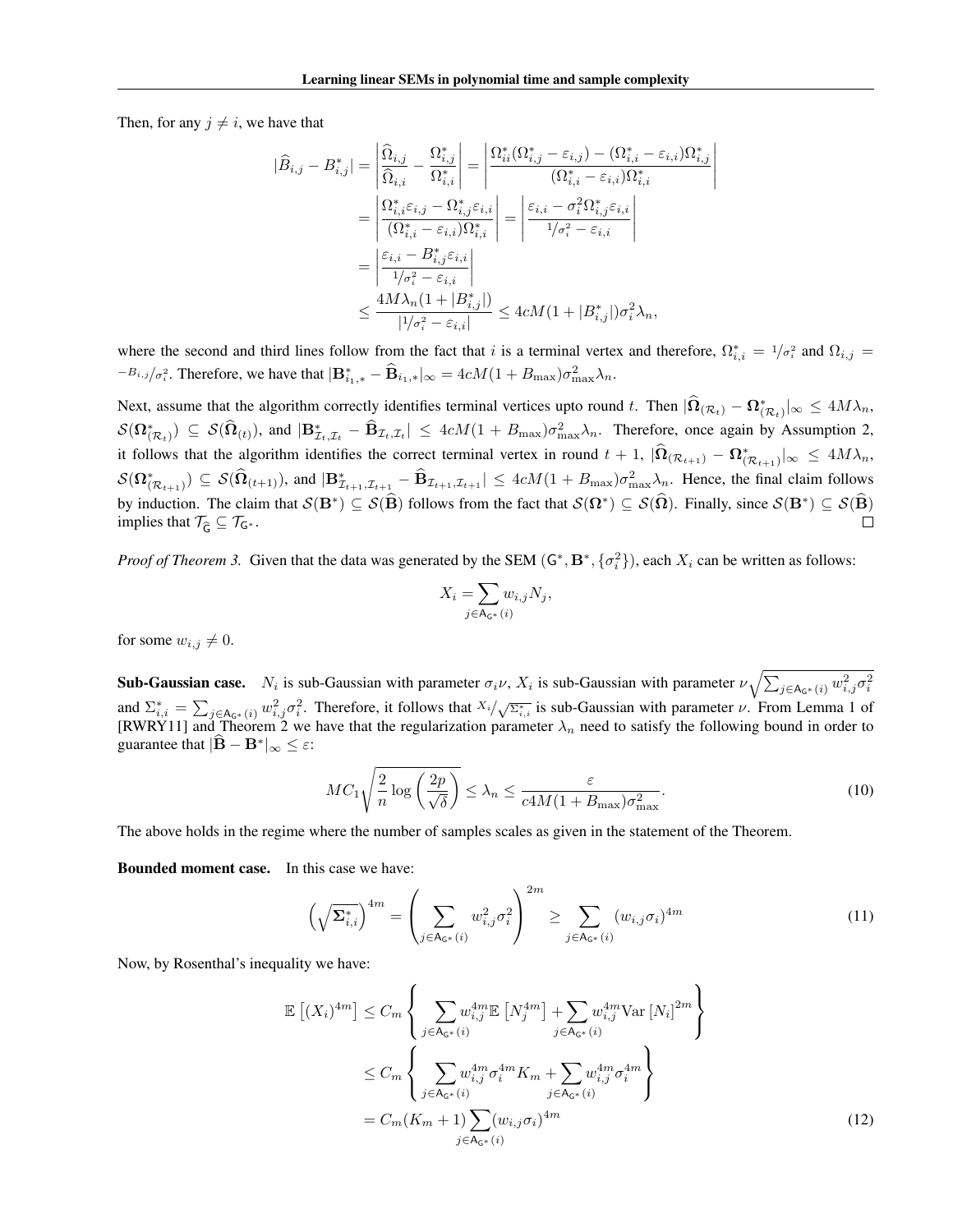Then, for any $j \neq i$, we have that

$$
\begin{aligned}
|\widehat{B}_{i,j} - B^*_{i,j}| &= \left| \frac{\widehat{\Omega}_{i,j}}{\widehat{\Omega}_{i,i}} - \frac{\Omega^*_{i,j}}{\Omega^*_{i,i}} \right| = \left| \frac{\Omega^*_{ii}(\Omega^*_{i,j} - \varepsilon_{i,j}) - (\Omega^*_{i,i} - \varepsilon_{i,i})\Omega^*_{i,j}}{(\Omega^*_{i,i} - \varepsilon_{i,i})\Omega^*_{i,i}} \right| \\
&= \left| \frac{\Omega^*_{i,i}\varepsilon_{i,j} - \Omega^*_{i,j}\varepsilon_{i,i}}{(\Omega^*_{i,i} - \varepsilon_{i,i})\Omega^*_{i,i}} \right| = \left| \frac{\varepsilon_{i,i} - \sigma_i^2 \Omega^*_{i,j}\varepsilon_{i,i}}{1/\sigma_i^2 - \varepsilon_{i,i}} \right| \\
&= \left| \frac{\varepsilon_{i,i} - B^*_{i,j}\varepsilon_{i,i}}{1/\sigma_i^2 - \varepsilon_{i,i}} \right| \\
&\leq \frac{4M\lambda_n(1 + |B^*_{i,j}|)}{|1/\sigma_i^2 - \varepsilon_{i,i}|} \leq 4cM(1 + |B^*_{i,j}|)\sigma_i^2 \lambda_n,
\end{aligned}
$$

where the second and third lines follow from the fact that $i$ is a terminal vertex and therefore, $\Omega^*_{i,i} = 1/\sigma_i^2$ and $\Omega_{i,j} = -B_{i,j}/\sigma_i^2$. Therefore, we have that $|\mathbf{B}^*_{i_1,*} - \widehat{\mathbf{B}}_{i_1,*}|_\infty = 4cM(1 + B_{\max})\sigma^2_{\max}\lambda_n$.

Next, assume that the algorithm correctly identifies terminal vertices upto round $t$. Then $|\widehat{\mathbf{\Omega}}_{(\mathcal{R}_t)} - \mathbf{\Omega}^*_{(\mathcal{R}_t)}|_\infty \leq 4M\lambda_n$, $\mathcal{S}(\mathbf{\Omega}^*_{(\mathcal{R}_t)}) \subseteq \mathcal{S}(\widehat{\mathbf{\Omega}}_{(t)})$, and $|\mathbf{B}^*_{\mathcal{I}_t,\mathcal{I}_t} - \widehat{\mathbf{B}}_{\mathcal{I}_t,\mathcal{I}_t}| \leq 4cM(1 + B_{\max})\sigma^2_{\max}\lambda_n$. Therefore, once again by Assumption 2, it follows that the algorithm identifies the correct terminal vertex in round $t+1$, $|\widehat{\mathbf{\Omega}}_{(\mathcal{R}_{t+1})} - \mathbf{\Omega}^*_{(\mathcal{R}_{t+1})}|_\infty \leq 4M\lambda_n$, $\mathcal{S}(\mathbf{\Omega}^*_{(\mathcal{R}_{t+1})}) \subseteq \mathcal{S}(\widehat{\mathbf{\Omega}}_{(t+1)})$, and $|\mathbf{B}^*_{\mathcal{I}_{t+1},\mathcal{I}_{t+1}} - \widehat{\mathbf{B}}_{\mathcal{I}_{t+1},\mathcal{I}_{t+1}}| \leq 4cM(1 + B_{\max})\sigma^2_{\max}\lambda_n$. Hence, the final claim follows by induction. The claim that $\mathcal{S}(\mathbf{B}^*) \subseteq \mathcal{S}(\widehat{\mathbf{B}})$ follows from the fact that $\mathcal{S}(\mathbf{\Omega}^*) \subseteq \mathcal{S}(\widehat{\mathbf{\Omega}})$. Finally, since $\mathcal{S}(\mathbf{B}^*) \subseteq \mathcal{S}(\widehat{\mathbf{B}})$ implies that $\mathcal{T}_{\widehat{\mathsf{G}}} \subseteq \mathcal{T}_{\mathsf{G}^*}$. ∎

*Proof of Theorem 3.* Given that the data was generated by the SEM $(\mathsf{G}^*, \mathbf{B}^*, \{\sigma_i^2\})$, each $X_i$ can be written as follows:

$$
X_i = \sum_{j \in \mathsf{A}_{\mathsf{G}^*}(i)} w_{i,j} N_j,
$$

for some $w_{i,j} \neq 0$.

**Sub-Gaussian case.** $N_i$ is sub-Gaussian with parameter $\sigma_i \nu$, $X_i$ is sub-Gaussian with parameter $\nu\sqrt{\sum_{j \in \mathsf{A}_{\mathsf{G}^*}(i)} w_{i,j}^2 \sigma_i^2}$ and $\Sigma^*_{i,i} = \sum_{j \in \mathsf{A}_{\mathsf{G}^*}(i)} w_{i,j}^2 \sigma_i^2$. Therefore, it follows that $X_i/\sqrt{\Sigma^*_{i,i}}$ is sub-Gaussian with parameter $\nu$. From Lemma 1 of [RWRY11] and Theorem 2 we have that the regularization parameter $\lambda_n$ need to satisfy the following bound in order to guarantee that $|\widehat{\mathbf{B}} - \mathbf{B}^*|_\infty \leq \varepsilon$:

$$
MC_1\sqrt{\frac{2}{n}\log\left(\frac{2p}{\sqrt{\delta}}\right)} \leq \lambda_n \leq \frac{\varepsilon}{c4M(1 + B_{\max})\sigma^2_{\max}}. \tag{10}
$$

The above holds in the regime where the number of samples scales as given in the statement of the Theorem.

**Bounded moment case.** In this case we have:

$$
\left(\sqrt{\mathbf{\Sigma}^*_{i,i}}\right)^{4m} = \left(\sum_{j \in \mathsf{A}_{\mathsf{G}^*}(i)} w_{i,j}^2 \sigma_i^2\right)^{2m} \geq \sum_{j \in \mathsf{A}_{\mathsf{G}^*}(i)} (w_{i,j}\sigma_i)^{4m} \tag{11}
$$

Now, by Rosenthal's inequality we have:

$$
\begin{aligned}
\mathbb{E}\left[(X_i)^{4m}\right] &\leq C_m \left\{ \sum_{j \in \mathsf{A}_{\mathsf{G}^*}(i)} w_{i,j}^{4m} \mathbb{E}\left[N_j^{4m}\right] + \sum_{j \in \mathsf{A}_{\mathsf{G}^*}(i)} w_{i,j}^{4m} \mathrm{Var}\left[N_i\right]^{2m} \right\} \\
&\leq C_m \left\{ \sum_{j \in \mathsf{A}_{\mathsf{G}^*}(i)} w_{i,j}^{4m} \sigma_i^{4m} K_m + \sum_{j \in \mathsf{A}_{\mathsf{G}^*}(i)} w_{i,j}^{4m} \sigma_i^{4m} \right\} \\
&= C_m(K_m + 1) \sum_{j \in \mathsf{A}_{\mathsf{G}^*}(i)} (w_{i,j}\sigma_i)^{4m}
\end{aligned} \tag{12}
$$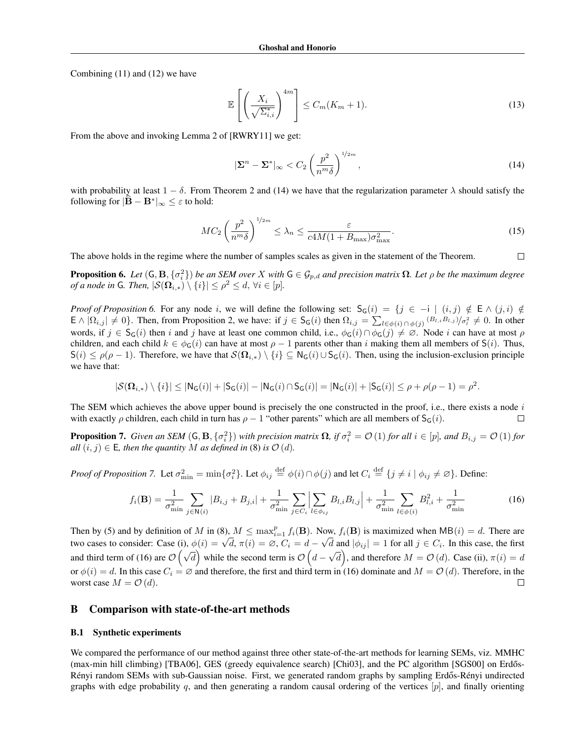Combining (11) and (12) we have

$$\mathbb{E}\left[\left(\frac{X_i}{\sqrt{\Sigma^*_{i,i}}}\right)^{4m}\right] \leq C_m(K_m + 1). \tag{13}$$

From the above and invoking Lemma 2 of [RWRY11] we get:

$$|\boldsymbol{\Sigma}^n - \boldsymbol{\Sigma}^*|_\infty < C_2\left(\frac{p^2}{n^m\delta}\right)^{1/2m}, \tag{14}$$

with probability at least $1-\delta$. From Theorem 2 and (14) we have that the regularization parameter $\lambda$ should satisfy the following for $|\widehat{\mathbf{B}} - \mathbf{B}^*|_\infty \leq \varepsilon$ to hold:

$$MC_2\left(\frac{p^2}{n^m\delta}\right)^{1/2m} \leq \lambda_n \leq \frac{\varepsilon}{c4M(1+B_{\max})\sigma^2_{\max}}. \tag{15}$$

The above holds in the regime where the number of samples scales as given in the statement of the Theorem. □

**Proposition 6.** *Let $(\mathsf{G}, \mathbf{B}, \{\sigma_i^2\})$ be an SEM over $X$ with $\mathsf{G} \in \mathcal{G}_{p,d}$ and precision matrix $\mathbf{\Omega}$. Let $\rho$ be the maximum degree of a node in $\mathsf{G}$. Then, $|\mathcal{S}(\mathbf{\Omega}_{i,*}) \setminus \{i\}| \leq \rho^2 \leq d$, $\forall i \in [p]$.*

*Proof of Proposition 6.* For any node $i$, we will define the following set: $\mathsf{S}_\mathsf{G}(i) = \{j \in -\mathsf{i} \mid (i,j) \notin \mathsf{E} \wedge (j,i) \notin \mathsf{E} \wedge |\Omega_{i,j}| \neq 0\}$. Then, from Proposition 2, we have: if $j \in \mathsf{S}_\mathsf{G}(i)$ then $\Omega_{i,j} = \sum_{l \in \phi(i) \cap \phi(j)} {}^{(B_{l,i}B_{l,j})}/\sigma_l^2 \neq 0$. In other words, if $j \in \mathsf{S}_\mathsf{G}(i)$ then $i$ and $j$ have at least one common child, i.e., $\phi_\mathsf{G}(i) \cap \phi_\mathsf{G}(j) \neq \varnothing$. Node $i$ can have at most $\rho$ children, and each child $k \in \phi_\mathsf{G}(i)$ can have at most $\rho - 1$ parents other than $i$ making them all members of $\mathsf{S}(i)$. Thus, $\mathsf{S}(i) \leq \rho(\rho-1)$. Therefore, we have that $\mathcal{S}(\mathbf{\Omega}_{i,*}) \setminus \{i\} \subseteq \mathsf{N}_\mathsf{G}(i) \cup \mathsf{S}_\mathsf{G}(i)$. Then, using the inclusion-exclusion principle we have that:

$$|\mathcal{S}(\mathbf{\Omega}_{i,*}) \setminus \{i\}| \leq |\mathsf{N}_\mathsf{G}(i)| + |\mathsf{S}_\mathsf{G}(i)| - |\mathsf{N}_\mathsf{G}(i) \cap \mathsf{S}_\mathsf{G}(i)| = |\mathsf{N}_\mathsf{G}(i)| + |\mathsf{S}_\mathsf{G}(i)| \leq \rho + \rho(\rho-1) = \rho^2.$$

The SEM which achieves the above upper bound is precisely the one constructed in the proof, i.e., there exists a node $i$ with exactly $\rho$ children, each child in turn has $\rho - 1$ "other parents" which are all members of $\mathsf{S}_\mathsf{G}(i)$. □

**Proposition 7.** *Given an SEM $(\mathsf{G}, \mathbf{B}, \{\sigma_i^2\})$ with precision matrix $\mathbf{\Omega}$, if $\sigma_i^2 = \mathcal{O}(1)$ for all $i \in [p]$, and $B_{i,j} = \mathcal{O}(1)$ for all $(i,j) \in \mathsf{E}$, then the quantity $M$ as defined in (8) is $\mathcal{O}(d)$.*

*Proof of Proposition 7.* Let $\sigma^2_{\min} = \min\{\sigma_i^2\}$. Let $\phi_{ij} \stackrel{\text{def}}{=} \phi(i) \cap \phi(j)$ and let $C_i \stackrel{\text{def}}{=} \{j \neq i \mid \phi_{ij} \neq \varnothing\}$. Define:

$$f_i(\mathbf{B}) = \frac{1}{\sigma^2_{\min}} \sum_{j \in \mathsf{N}(i)} |B_{i,j} + B_{j,i}| + \frac{1}{\sigma^2_{\min}} \sum_{j \in C_i} \Big| \sum_{l \in \phi_{ij}} B_{l,i}B_{l,j} \Big| + \frac{1}{\sigma^2_{\min}} \sum_{l \in \phi(i)} B^2_{l,i} + \frac{1}{\sigma^2_{\min}} \tag{16}$$

Then by (5) and by definition of $M$ in (8), $M \leq \max_{i=1}^p f_i(\mathbf{B})$. Now, $f_i(\mathbf{B})$ is maximized when $\mathsf{MB}(i) = d$. There are two cases to consider: Case (i), $\phi(i) = \sqrt{d}$, $\pi(i) = \varnothing$, $C_i = d - \sqrt{d}$ and $|\phi_{ij}| = 1$ for all $j \in C_i$. In this case, the first and third term of (16) are $\mathcal{O}\left(\sqrt{d}\right)$ while the second term is $\mathcal{O}\left(d - \sqrt{d}\right)$, and therefore $M = \mathcal{O}(d)$. Case (ii), $\pi(i) = d$ or $\phi(i) = d$. In this case $C_i = \varnothing$ and therefore, the first and third term in (16) dominate and $M = \mathcal{O}(d)$. Therefore, in the worst case $M = \mathcal{O}(d)$. □

## B Comparison with state-of-the-art methods

### B.1 Synthetic experiments

We compared the performance of our method against three other state-of-the-art methods for learning SEMs, viz. MMHC (max-min hill climbing) [TBA06], GES (greedy equivalence search) [Chi03], and the PC algorithm [SGS00] on Erdős-Rényi random SEMs with sub-Gaussian noise. First, we generated random graphs by sampling Erdős-Rényi undirected graphs with edge probability $q$, and then generating a random causal ordering of the vertices $[p]$, and finally orienting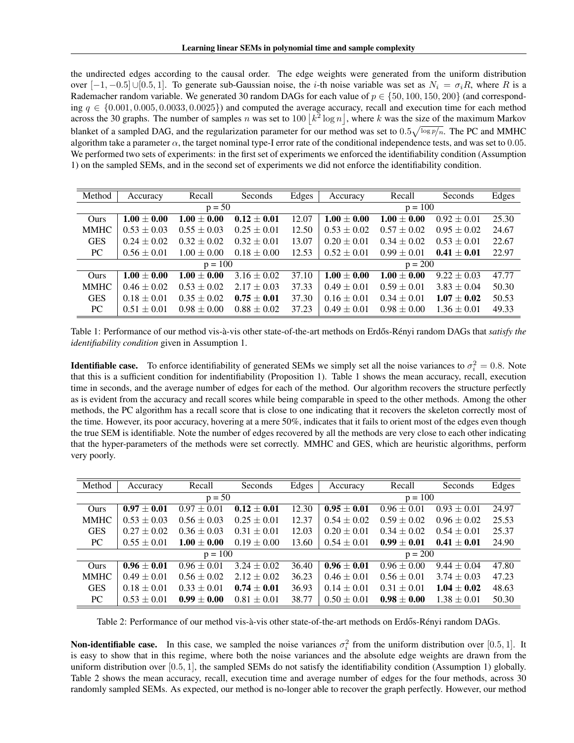the undirected edges according to the causal order. The edge weights were generated from the uniform distribution over $[-1, -0.5] \cup [0.5, 1]$. To generate sub-Gaussian noise, the $i$-th noise variable was set as $N_i = \sigma_i R$, where $R$ is a Rademacher random variable. We generated 30 random DAGs for each value of $p \in \{50, 100, 150, 200\}$ (and corresponding $q \in \{0.001, 0.005, 0.0033, 0.0025\}$) and computed the average accuracy, recall and execution time for each method across the 30 graphs. The number of samples $n$ was set to $100 \lfloor k^2 \log n \rfloor$, where $k$ was the size of the maximum Markov blanket of a sampled DAG, and the regularization parameter for our method was set to $0.5\sqrt{\log p/n}$. The PC and MMHC algorithm take a parameter $\alpha$, the target nominal type-I error rate of the conditional independence tests, and was set to $0.05$. We performed two sets of experiments: in the first set of experiments we enforced the identifiability condition (Assumption 1) on the sampled SEMs, and in the second set of experiments we did not enforce the identifiability condition.

| Method | Accuracy | Recall | Seconds | Edges | Accuracy | Recall | Seconds | Edges |
|---|---|---|---|---|---|---|---|---|
| | p = 50 | | | | p = 100 | | | |
| Ours | **1.00 ± 0.00** | **1.00 ± 0.00** | **0.12 ± 0.01** | 12.07 | **1.00 ± 0.00** | **1.00 ± 0.00** | 0.92 ± 0.01 | 25.30 |
| MMHC | 0.53 ± 0.03 | 0.55 ± 0.03 | 0.25 ± 0.01 | 12.50 | 0.53 ± 0.02 | 0.57 ± 0.02 | 0.95 ± 0.02 | 24.67 |
| GES | 0.24 ± 0.02 | 0.32 ± 0.02 | 0.32 ± 0.01 | 13.07 | 0.20 ± 0.01 | 0.34 ± 0.02 | 0.53 ± 0.01 | 22.67 |
| PC | 0.56 ± 0.01 | 1.00 ± 0.00 | 0.18 ± 0.00 | 12.53 | 0.52 ± 0.01 | 0.99 ± 0.01 | **0.41 ± 0.01** | 22.97 |
| | p = 100 | | | | p = 200 | | | |
| Ours | **1.00 ± 0.00** | **1.00 ± 0.00** | 3.16 ± 0.02 | 37.10 | **1.00 ± 0.00** | **1.00 ± 0.00** | 9.22 ± 0.03 | 47.77 |
| MMHC | 0.46 ± 0.02 | 0.53 ± 0.02 | 2.17 ± 0.03 | 37.33 | 0.49 ± 0.01 | 0.59 ± 0.01 | 3.83 ± 0.04 | 50.30 |
| GES | 0.18 ± 0.01 | 0.35 ± 0.02 | **0.75 ± 0.01** | 37.30 | 0.16 ± 0.01 | 0.34 ± 0.01 | **1.07 ± 0.02** | 50.53 |
| PC | 0.51 ± 0.01 | 0.98 ± 0.00 | 0.88 ± 0.02 | 37.23 | 0.49 ± 0.01 | 0.98 ± 0.00 | 1.36 ± 0.01 | 49.33 |

Table 1: Performance of our method vis-à-vis other state-of-the-art methods on Erdős-Rényi random DAGs that *satisfy the identifiability condition* given in Assumption 1.

**Identifiable case.** To enforce identifiability of generated SEMs we simply set all the noise variances to $\sigma_i^2 = 0.8$. Note that this is a sufficient condition for indentifiability (Proposition 1). Table 1 shows the mean accuracy, recall, execution time in seconds, and the average number of edges for each of the method. Our algorithm recovers the structure perfectly as is evident from the accuracy and recall scores while being comparable in speed to the other methods. Among the other methods, the PC algorithm has a recall score that is close to one indicating that it recovers the skeleton correctly most of the time. However, its poor accuracy, hovering at a mere 50%, indicates that it fails to orient most of the edges even though the true SEM is identifiable. Note the number of edges recovered by all the methods are very close to each other indicating that the hyper-parameters of the methods were set correctly. MMHC and GES, which are heuristic algorithms, perform very poorly.

| Method | Accuracy | Recall | Seconds | Edges | Accuracy | Recall | Seconds | Edges |
|---|---|---|---|---|---|---|---|---|
| | p = 50 | | | | p = 100 | | | |
| Ours | **0.97 ± 0.01** | 0.97 ± 0.01 | **0.12 ± 0.01** | 12.30 | **0.95 ± 0.01** | 0.96 ± 0.01 | 0.93 ± 0.01 | 24.97 |
| MMHC | 0.53 ± 0.03 | 0.56 ± 0.03 | 0.25 ± 0.01 | 12.37 | 0.54 ± 0.02 | 0.59 ± 0.02 | 0.96 ± 0.02 | 25.53 |
| GES | 0.27 ± 0.02 | 0.36 ± 0.03 | 0.31 ± 0.01 | 12.03 | 0.20 ± 0.01 | 0.34 ± 0.02 | 0.54 ± 0.01 | 25.37 |
| PC | 0.55 ± 0.01 | **1.00 ± 0.00** | 0.19 ± 0.00 | 13.60 | 0.54 ± 0.01 | **0.99 ± 0.01** | **0.41 ± 0.01** | 24.90 |
| | p = 100 | | | | p = 200 | | | |
| Ours | **0.96 ± 0.01** | 0.96 ± 0.01 | 3.24 ± 0.02 | 36.40 | **0.96 ± 0.01** | 0.96 ± 0.00 | 9.44 ± 0.04 | 47.80 |
| MMHC | 0.49 ± 0.01 | 0.56 ± 0.02 | 2.12 ± 0.02 | 36.23 | 0.46 ± 0.01 | 0.56 ± 0.01 | 3.74 ± 0.03 | 47.23 |
| GES | 0.18 ± 0.01 | 0.33 ± 0.01 | **0.74 ± 0.01** | 36.93 | 0.14 ± 0.01 | 0.31 ± 0.01 | **1.04 ± 0.02** | 48.63 |
| PC | 0.53 ± 0.01 | **0.99 ± 0.00** | 0.81 ± 0.01 | 38.77 | 0.50 ± 0.01 | **0.98 ± 0.00** | 1.38 ± 0.01 | 50.30 |

Table 2: Performance of our method vis-à-vis other state-of-the-art methods on Erdős-Rényi random DAGs.

**Non-identifiable case.** In this case, we sampled the noise variances $\sigma_i^2$ from the uniform distribution over $[0.5, 1]$. It is easy to show that in this regime, where both the noise variances and the absolute edge weights are drawn from the uniform distribution over $[0.5, 1]$, the sampled SEMs do not satisfy the identifiability condition (Assumption 1) globally. Table 2 shows the mean accuracy, recall, execution time and average number of edges for the four methods, across 30 randomly sampled SEMs. As expected, our method is no-longer able to recover the graph perfectly. However, our method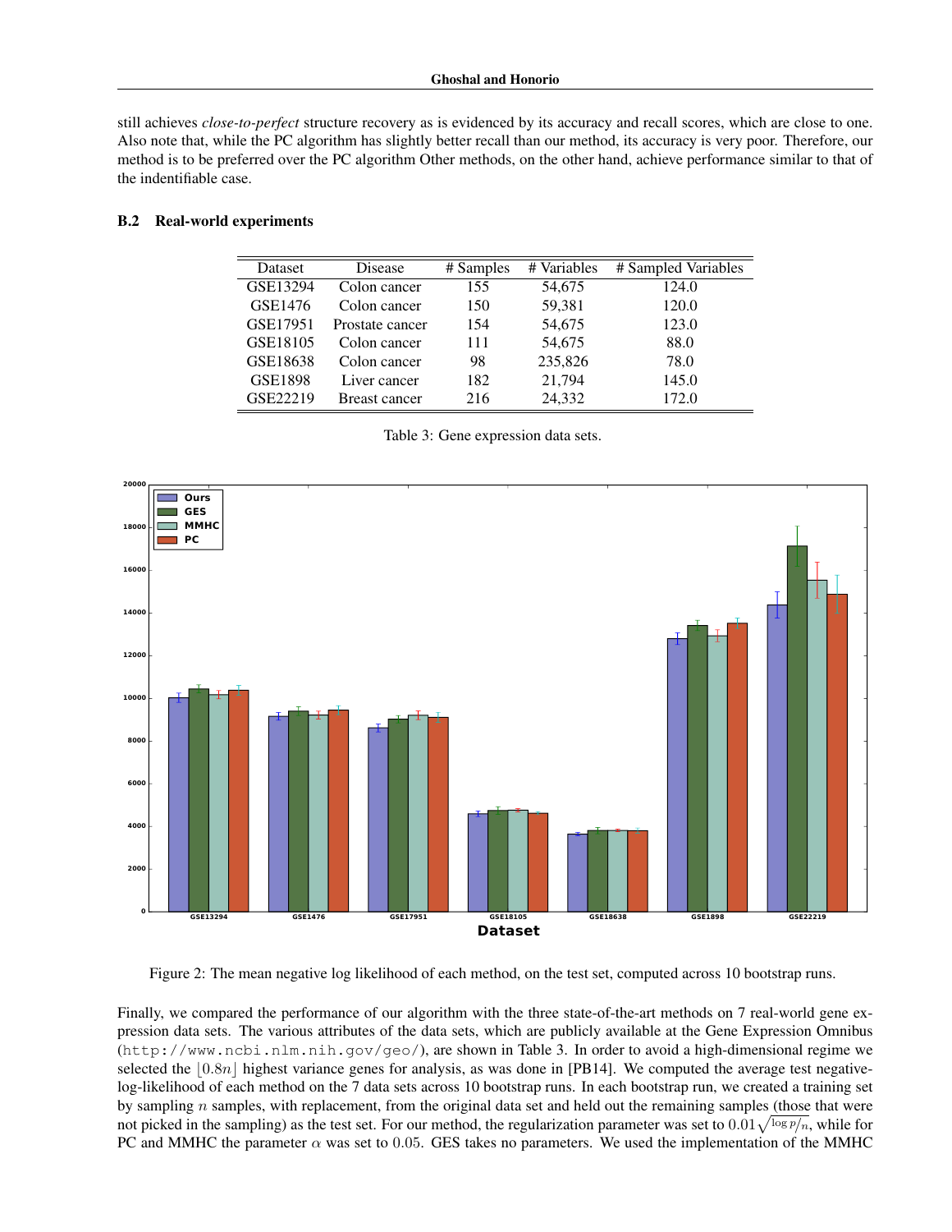still achieves *close-to-perfect* structure recovery as is evidenced by its accuracy and recall scores, which are close to one. Also note that, while the PC algorithm has slightly better recall than our method, its accuracy is very poor. Therefore, our method is to be preferred over the PC algorithm Other methods, on the other hand, achieve performance similar to that of the indentifiable case.

### B.2 Real-world experiments

| Dataset | Disease | # Samples | # Variables | # Sampled Variables |
|---|---|---|---|---|
| GSE13294 | Colon cancer | 155 | 54,675 | 124.0 |
| GSE1476 | Colon cancer | 150 | 59,381 | 120.0 |
| GSE17951 | Prostate cancer | 154 | 54,675 | 123.0 |
| GSE18105 | Colon cancer | 111 | 54,675 | 88.0 |
| GSE18638 | Colon cancer | 98 | 235,826 | 78.0 |
| GSE1898 | Liver cancer | 182 | 21,794 | 145.0 |
| GSE22219 | Breast cancer | 216 | 24,332 | 172.0 |

Table 3: Gene expression data sets.

Figure 2: The mean negative log likelihood of each method, on the test set, computed across 10 bootstrap runs.

Finally, we compared the performance of our algorithm with the three state-of-the-art methods on 7 real-world gene expression data sets. The various attributes of the data sets, which are publicly available at the Gene Expression Omnibus (`http://www.ncbi.nlm.nih.gov/geo/`), are shown in Table 3. In order to avoid a high-dimensional regime we selected the $\lfloor 0.8n \rfloor$ highest variance genes for analysis, as was done in [PB14]. We computed the average test negative-log-likelihood of each method on the 7 data sets across 10 bootstrap runs. In each bootstrap run, we created a training set by sampling $n$ samples, with replacement, from the original data set and held out the remaining samples (those that were not picked in the sampling) as the test set. For our method, the regularization parameter was set to $0.01\sqrt{\log p/n}$, while for PC and MMHC the parameter $\alpha$ was set to $0.05$. GES takes no parameters. We used the implementation of the MMHC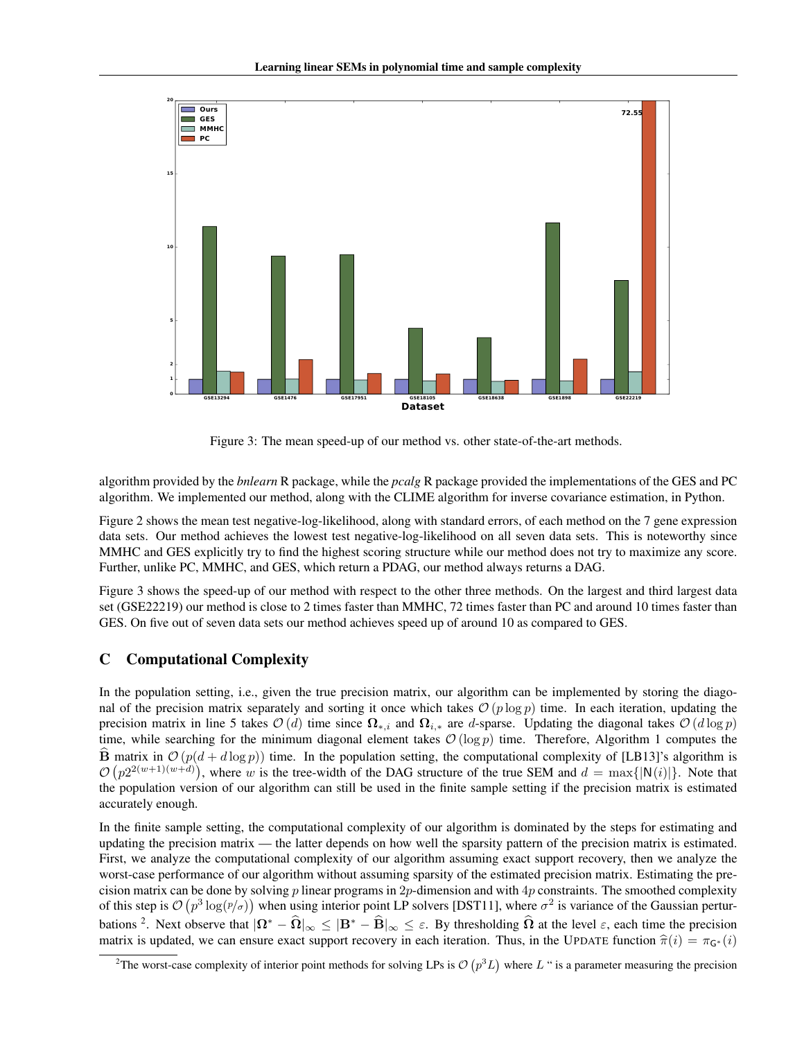Figure 3: The mean speed-up of our method vs. other state-of-the-art methods.

algorithm provided by the *bnlearn* R package, while the *pcalg* R package provided the implementations of the GES and PC algorithm. We implemented our method, along with the CLIME algorithm for inverse covariance estimation, in Python.

Figure 2 shows the mean test negative-log-likelihood, along with standard errors, of each method on the 7 gene expression data sets. Our method achieves the lowest test negative-log-likelihood on all seven data sets. This is noteworthy since MMHC and GES explicitly try to find the highest scoring structure while our method does not try to maximize any score. Further, unlike PC, MMHC, and GES, which return a PDAG, our method always returns a DAG.

Figure 3 shows the speed-up of our method with respect to the other three methods. On the largest and third largest data set (GSE22219) our method is close to 2 times faster than MMHC, 72 times faster than PC and around 10 times faster than GES. On five out of seven data sets our method achieves speed up of around 10 as compared to GES.

## C Computational Complexity

In the population setting, i.e., given the true precision matrix, our algorithm can be implemented by storing the diagonal of the precision matrix separately and sorting it once which takes $\mathcal{O}(p \log p)$ time. In each iteration, updating the precision matrix in line 5 takes $\mathcal{O}(d)$ time since $\mathbf{\Omega}_{*,i}$ and $\mathbf{\Omega}_{i,*}$ are $d$-sparse. Updating the diagonal takes $\mathcal{O}(d \log p)$ time, while searching for the minimum diagonal element takes $\mathcal{O}(\log p)$ time. Therefore, Algorithm 1 computes the $\widehat{\mathbf{B}}$ matrix in $\mathcal{O}(p(d + d \log p))$ time. In the population setting, the computational complexity of [LB13]'s algorithm is $\mathcal{O}\left(p 2^{2(w+1)(w+d)}\right)$, where $w$ is the tree-width of the DAG structure of the true SEM and $d = \max\{|\mathsf{N}(i)|\}$. Note that the population version of our algorithm can still be used in the finite sample setting if the precision matrix is estimated accurately enough.

In the finite sample setting, the computational complexity of our algorithm is dominated by the steps for estimating and updating the precision matrix — the latter depends on how well the sparsity pattern of the precision matrix is estimated. First, we analyze the computational complexity of our algorithm assuming exact support recovery, then we analyze the worst-case performance of our algorithm without assuming sparsity of the estimated precision matrix. Estimating the precision matrix can be done by solving $p$ linear programs in $2p$-dimension and with $4p$ constraints. The smoothed complexity of this step is $\mathcal{O}\left(p^3 \log(p/\sigma)\right)$ when using interior point LP solvers [DST11], where $\sigma^2$ is variance of the Gaussian perturbations [2]. Next observe that $|\mathbf{\Omega}^* - \widehat{\mathbf{\Omega}}|_\infty \leq |\mathbf{B}^* - \widehat{\mathbf{B}}|_\infty \leq \varepsilon$. By thresholding $\widehat{\mathbf{\Omega}}$ at the level $\varepsilon$, each time the precision matrix is updated, we can ensure exact support recovery in each iteration. Thus, in the UPDATE function $\widehat{\pi}(i) = \pi_{\mathsf{G}^*}(i)$

[2]The worst-case complexity of interior point methods for solving LPs is $\mathcal{O}\left(p^3 L\right)$ where $L$ " is a parameter measuring the precision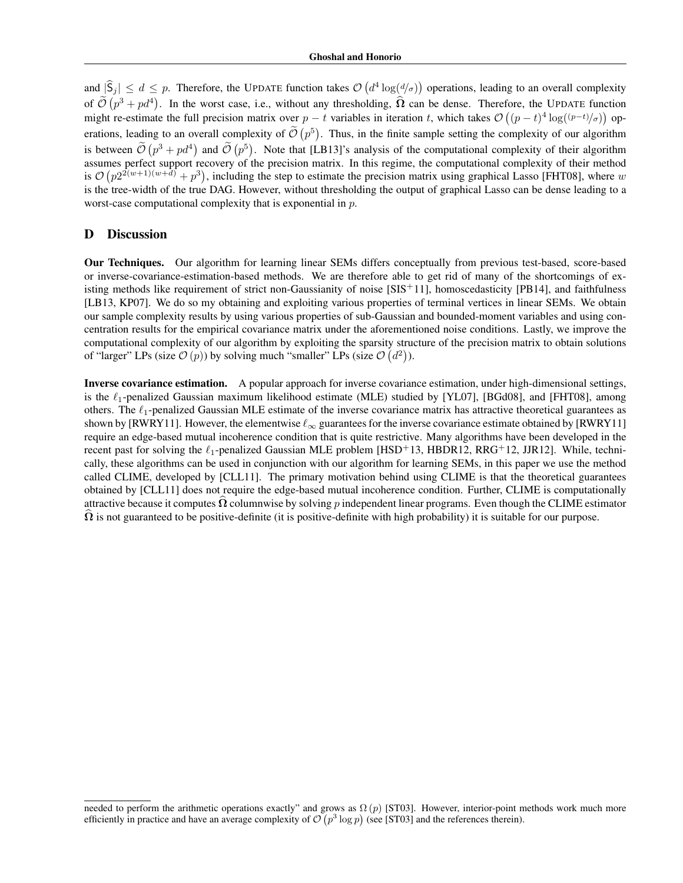and $|\widehat{\mathsf{S}}_j| \leq d \leq p$. Therefore, the UPDATE function takes $\mathcal{O}\left(d^4 \log(d/\sigma)\right)$ operations, leading to an overall complexity of $\widetilde{\mathcal{O}}\left(p^3 + pd^4\right)$. In the worst case, i.e., without any thresholding, $\widehat{\mathbf{\Omega}}$ can be dense. Therefore, the UPDATE function might re-estimate the full precision matrix over $p - t$ variables in iteration $t$, which takes $\mathcal{O}\left((p-t)^4 \log((p-t)/\sigma)\right)$ operations, leading to an overall complexity of $\widetilde{\mathcal{O}}\left(p^5\right)$. Thus, in the finite sample setting the complexity of our algorithm is between $\widetilde{\mathcal{O}}\left(p^3 + pd^4\right)$ and $\widetilde{\mathcal{O}}\left(p^5\right)$. Note that [LB13]'s analysis of the computational complexity of their algorithm assumes perfect support recovery of the precision matrix. In this regime, the computational complexity of their method is $\mathcal{O}\left(p2^{2(w+1)(w+d)} + p^3\right)$, including the step to estimate the precision matrix using graphical Lasso [FHT08], where $w$ is the tree-width of the true DAG. However, without thresholding the output of graphical Lasso can be dense leading to a worst-case computational complexity that is exponential in $p$.

## D Discussion

**Our Techniques.** Our algorithm for learning linear SEMs differs conceptually from previous test-based, score-based or inverse-covariance-estimation-based methods. We are therefore able to get rid of many of the shortcomings of existing methods like requirement of strict non-Gaussianity of noise [SIS+11], homoscedasticity [PB14], and faithfulness [LB13, KP07]. We do so my obtaining and exploiting various properties of terminal vertices in linear SEMs. We obtain our sample complexity results by using various properties of sub-Gaussian and bounded-moment variables and using concentration results for the empirical covariance matrix under the aforementioned noise conditions. Lastly, we improve the computational complexity of our algorithm by exploiting the sparsity structure of the precision matrix to obtain solutions of "larger" LPs (size $\mathcal{O}(p)$) by solving much "smaller" LPs (size $\mathcal{O}\left(d^2\right)$).

**Inverse covariance estimation.** A popular approach for inverse covariance estimation, under high-dimensional settings, is the $\ell_1$-penalized Gaussian maximum likelihood estimate (MLE) studied by [YL07], [BGd08], and [FHT08], among others. The $\ell_1$-penalized Gaussian MLE estimate of the inverse covariance matrix has attractive theoretical guarantees as shown by [RWRY11]. However, the elementwise $\ell_\infty$ guarantees for the inverse covariance estimate obtained by [RWRY11] require an edge-based mutual incoherence condition that is quite restrictive. Many algorithms have been developed in the recent past for solving the $\ell_1$-penalized Gaussian MLE problem [HSD+13, HBDR12, RRG+12, JJR12]. While, technically, these algorithms can be used in conjunction with our algorithm for learning SEMs, in this paper we use the method called CLIME, developed by [CLL11]. The primary motivation behind using CLIME is that the theoretical guarantees obtained by [CLL11] does not require the edge-based mutual incoherence condition. Further, CLIME is computationally attractive because it computes $\widehat{\mathbf{\Omega}}$ columnwise by solving $p$ independent linear programs. Even though the CLIME estimator $\widehat{\mathbf{\Omega}}$ is not guaranteed to be positive-definite (it is positive-definite with high probability) it is suitable for our purpose.

needed to perform the arithmetic operations exactly" and grows as $\Omega(p)$ [ST03]. However, interior-point methods work much more efficiently in practice and have an average complexity of $\mathcal{O}\left(p^3 \log p\right)$ (see [ST03] and the references therein).